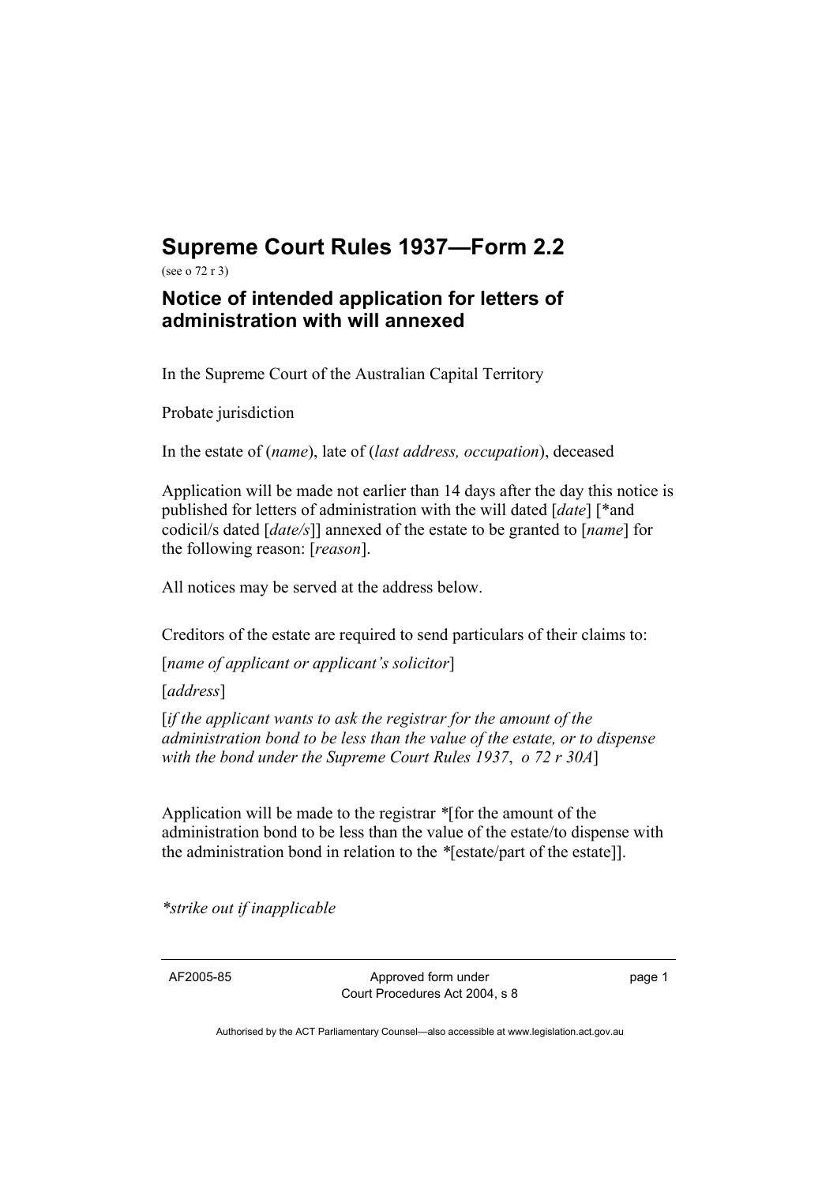# Supreme Court Rules 1937—Form 2.2

(see o 72 r 3)

## Notice of intended application for letters of administration with will annexed

In the Supreme Court of the Australian Capital Territory

Probate jurisdiction

In the estate of (*name*), late of (*last address, occupation*), deceased

Application will be made not earlier than 14 days after the day this notice is published for letters of administration with the will dated [*date*] [*and codicil/s dated [*date/s*]] annexed of the estate to be granted to [*name*] for the following reason: [*reason*].

All notices may be served at the address below.

Creditors of the estate are required to send particulars of their claims to:

[*name of applicant or applicant's solicitor*]

[*address*]

[*if the applicant wants to ask the registrar for the amount of the administration bond to be less than the value of the estate, or to dispense with the bond under the Supreme Court Rules 1937*, *o 72 r 30A*]

Application will be made to the registrar *[for the amount of the administration bond to be less than the value of the estate/to dispense with the administration bond in relation to the *[estate/part of the estate]].

**strike out if inapplicable*

AF2005-85 Approved form under Court Procedures Act 2004, s 8

Authorised by the ACT Parliamentary Counsel—also accessible at www.legislation.act.gov.au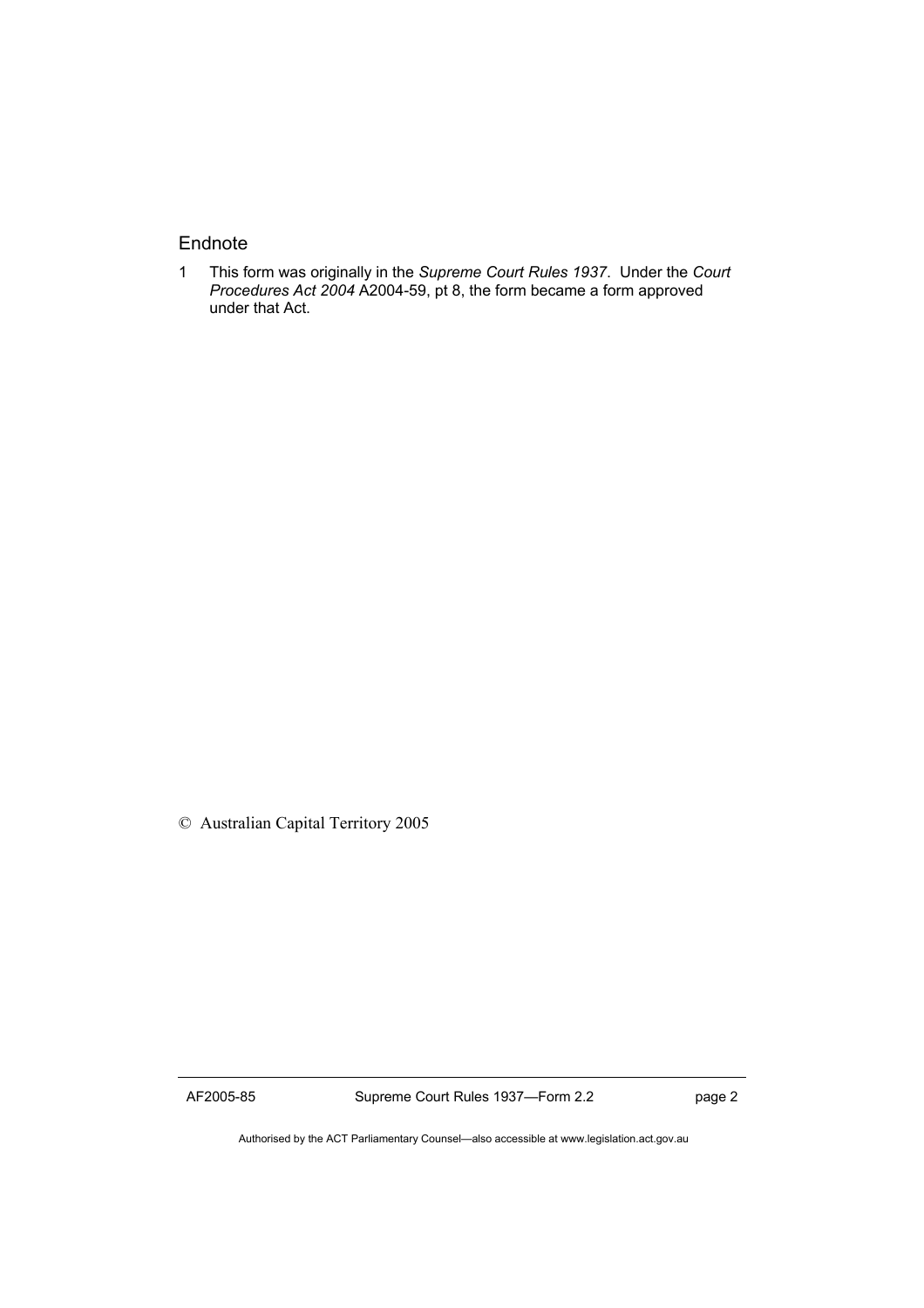## Endnote

1 This form was originally in the *Supreme Court Rules 1937*. Under the *Court Procedures Act 2004* A2004-59, pt 8, the form became a form approved under that Act.

© Australian Capital Territory 2005